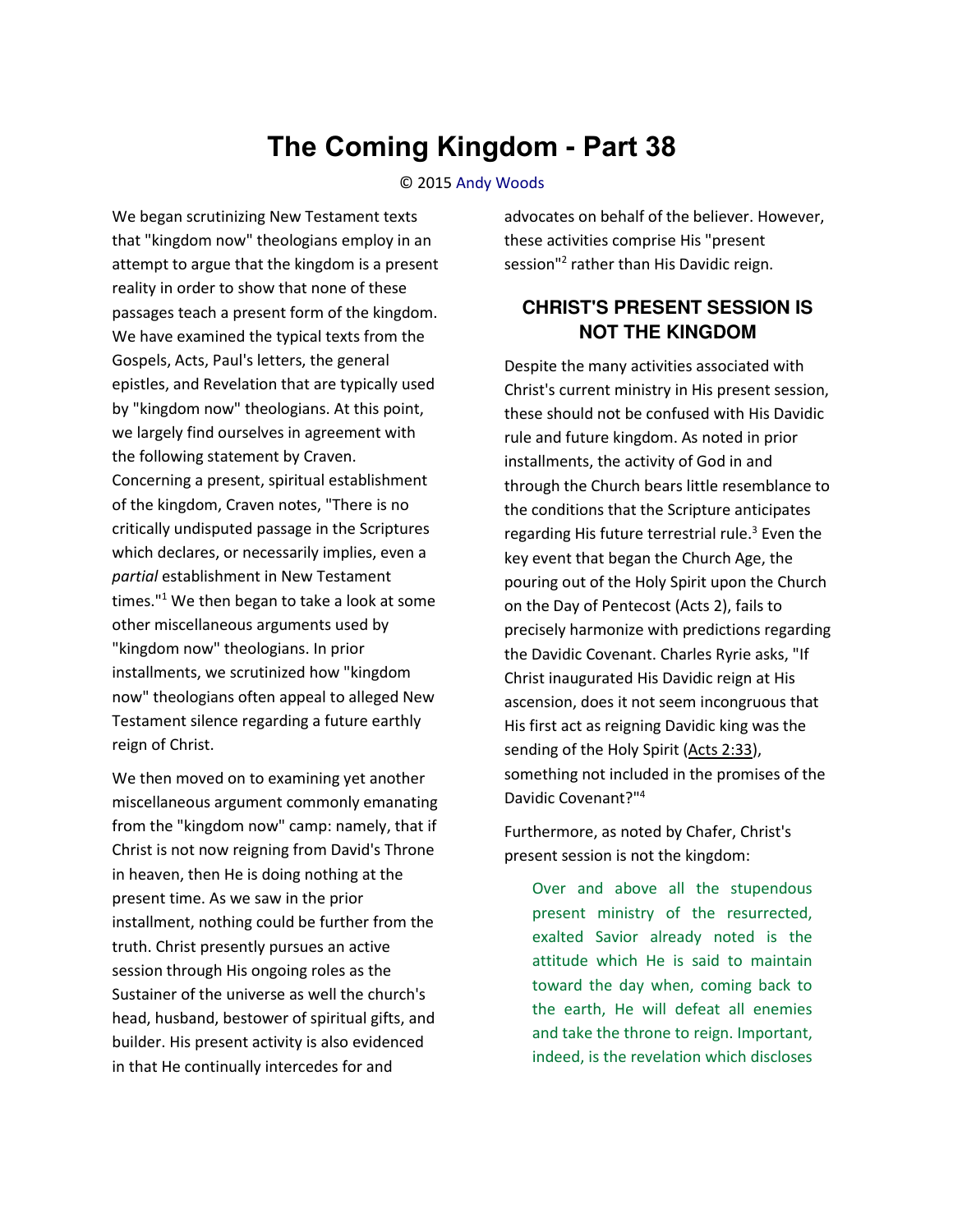# The Coming Kingdom - Part 38

© 2015 Andy Woods

We began scrutinizing New Testament texts that "kingdom now" theologians employ in an attempt to argue that the kingdom is a present reality in order to show that none of these passages teach a present form of the kingdom. We have examined the typical texts from the Gospels, Acts, Paul's letters, the general epistles, and Revelation that are typically used by "kingdom now" theologians. At this point, we largely find ourselves in agreement with the following statement by Craven. Concerning a present, spiritual establishment of the kingdom, Craven notes, "There is no critically undisputed passage in the Scriptures which declares, or necessarily implies, even a *partial* establishment in New Testament times."[1] We then began to take a look at some other miscellaneous arguments used by "kingdom now" theologians. In prior installments, we scrutinized how "kingdom now" theologians often appeal to alleged New Testament silence regarding a future earthly reign of Christ.

We then moved on to examining yet another miscellaneous argument commonly emanating from the "kingdom now" camp: namely, that if Christ is not now reigning from David's Throne in heaven, then He is doing nothing at the present time. As we saw in the prior installment, nothing could be further from the truth. Christ presently pursues an active session through His ongoing roles as the Sustainer of the universe as well the church's head, husband, bestower of spiritual gifts, and builder. His present activity is also evidenced in that He continually intercedes for and advocates on behalf of the believer. However, these activities comprise His "present session"[2] rather than His Davidic reign.

## CHRIST'S PRESENT SESSION IS NOT THE KINGDOM

Despite the many activities associated with Christ's current ministry in His present session, these should not be confused with His Davidic rule and future kingdom. As noted in prior installments, the activity of God in and through the Church bears little resemblance to the conditions that the Scripture anticipates regarding His future terrestrial rule.[3] Even the key event that began the Church Age, the pouring out of the Holy Spirit upon the Church on the Day of Pentecost (Acts 2), fails to precisely harmonize with predictions regarding the Davidic Covenant. Charles Ryrie asks, "If Christ inaugurated His Davidic reign at His ascension, does it not seem incongruous that His first act as reigning Davidic king was the sending of the Holy Spirit (Acts 2:33), something not included in the promises of the Davidic Covenant?"[4]

Furthermore, as noted by Chafer, Christ's present session is not the kingdom:

> Over and above all the stupendous present ministry of the resurrected, exalted Savior already noted is the attitude which He is said to maintain toward the day when, coming back to the earth, He will defeat all enemies and take the throne to reign. Important, indeed, is the revelation which discloses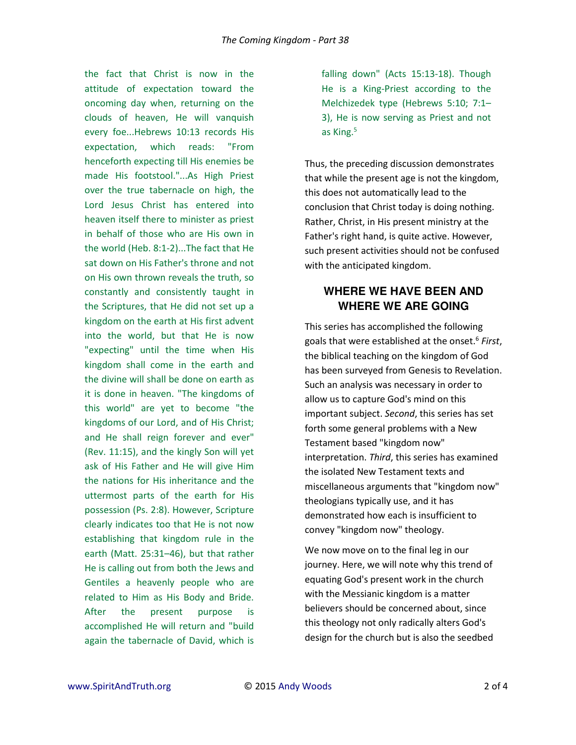the fact that Christ is now in the attitude of expectation toward the oncoming day when, returning on the clouds of heaven, He will vanquish every foe...Hebrews 10:13 records His expectation, which reads: "From henceforth expecting till His enemies be made His footstool."...As High Priest over the true tabernacle on high, the Lord Jesus Christ has entered into heaven itself there to minister as priest in behalf of those who are His own in the world (Heb. 8:1-2)...The fact that He sat down on His Father's throne and not on His own thrown reveals the truth, so constantly and consistently taught in the Scriptures, that He did not set up a kingdom on the earth at His first advent into the world, but that He is now "expecting" until the time when His kingdom shall come in the earth and the divine will shall be done on earth as it is done in heaven. "The kingdoms of this world" are yet to become "the kingdoms of our Lord, and of His Christ; and He shall reign forever and ever" (Rev. 11:15), and the kingly Son will yet ask of His Father and He will give Him the nations for His inheritance and the uttermost parts of the earth for His possession (Ps. 2:8). However, Scripture clearly indicates too that He is not now establishing that kingdom rule in the earth (Matt. 25:31–46), but that rather He is calling out from both the Jews and Gentiles a heavenly people who are related to Him as His Body and Bride. After the present purpose is accomplished He will return and "build again the tabernacle of David, which is falling down" (Acts 15:13-18). Though He is a King-Priest according to the Melchizedek type (Hebrews 5:10; 7:1–3), He is now serving as Priest and not as King.[5]

Thus, the preceding discussion demonstrates that while the present age is not the kingdom, this does not automatically lead to the conclusion that Christ today is doing nothing. Rather, Christ, in His present ministry at the Father's right hand, is quite active. However, such present activities should not be confused with the anticipated kingdom.

## WHERE WE HAVE BEEN AND WHERE WE ARE GOING

This series has accomplished the following goals that were established at the onset.[6] *First*, the biblical teaching on the kingdom of God has been surveyed from Genesis to Revelation. Such an analysis was necessary in order to allow us to capture God's mind on this important subject. *Second*, this series has set forth some general problems with a New Testament based "kingdom now" interpretation. *Third*, this series has examined the isolated New Testament texts and miscellaneous arguments that "kingdom now" theologians typically use, and it has demonstrated how each is insufficient to convey "kingdom now" theology.

We now move on to the final leg in our journey. Here, we will note why this trend of equating God's present work in the church with the Messianic kingdom is a matter believers should be concerned about, since this theology not only radically alters God's design for the church but is also the seedbed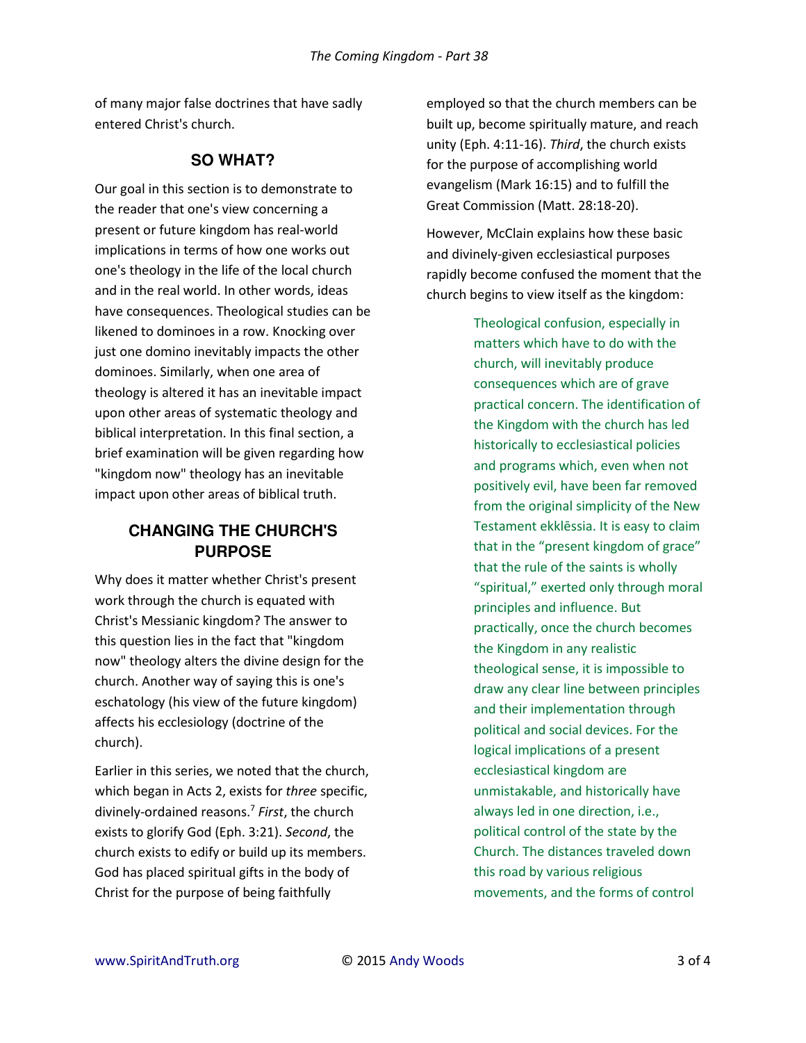of many major false doctrines that have sadly entered Christ's church.

## SO WHAT?

Our goal in this section is to demonstrate to the reader that one's view concerning a present or future kingdom has real-world implications in terms of how one works out one's theology in the life of the local church and in the real world. In other words, ideas have consequences. Theological studies can be likened to dominoes in a row. Knocking over just one domino inevitably impacts the other dominoes. Similarly, when one area of theology is altered it has an inevitable impact upon other areas of systematic theology and biblical interpretation. In this final section, a brief examination will be given regarding how "kingdom now" theology has an inevitable impact upon other areas of biblical truth.

## CHANGING THE CHURCH'S PURPOSE

Why does it matter whether Christ's present work through the church is equated with Christ's Messianic kingdom? The answer to this question lies in the fact that "kingdom now" theology alters the divine design for the church. Another way of saying this is one's eschatology (his view of the future kingdom) affects his ecclesiology (doctrine of the church).

Earlier in this series, we noted that the church, which began in Acts 2, exists for *three* specific, divinely-ordained reasons.[7] *First*, the church exists to glorify God (Eph. 3:21). *Second*, the church exists to edify or build up its members. God has placed spiritual gifts in the body of Christ for the purpose of being faithfully employed so that the church members can be built up, become spiritually mature, and reach unity (Eph. 4:11-16). *Third*, the church exists for the purpose of accomplishing world evangelism (Mark 16:15) and to fulfill the Great Commission (Matt. 28:18-20).

However, McClain explains how these basic and divinely-given ecclesiastical purposes rapidly become confused the moment that the church begins to view itself as the kingdom:

> Theological confusion, especially in matters which have to do with the church, will inevitably produce consequences which are of grave practical concern. The identification of the Kingdom with the church has led historically to ecclesiastical policies and programs which, even when not positively evil, have been far removed from the original simplicity of the New Testament ekklēssia. It is easy to claim that in the "present kingdom of grace" that the rule of the saints is wholly "spiritual," exerted only through moral principles and influence. But practically, once the church becomes the Kingdom in any realistic theological sense, it is impossible to draw any clear line between principles and their implementation through political and social devices. For the logical implications of a present ecclesiastical kingdom are unmistakable, and historically have always led in one direction, i.e., political control of the state by the Church. The distances traveled down this road by various religious movements, and the forms of control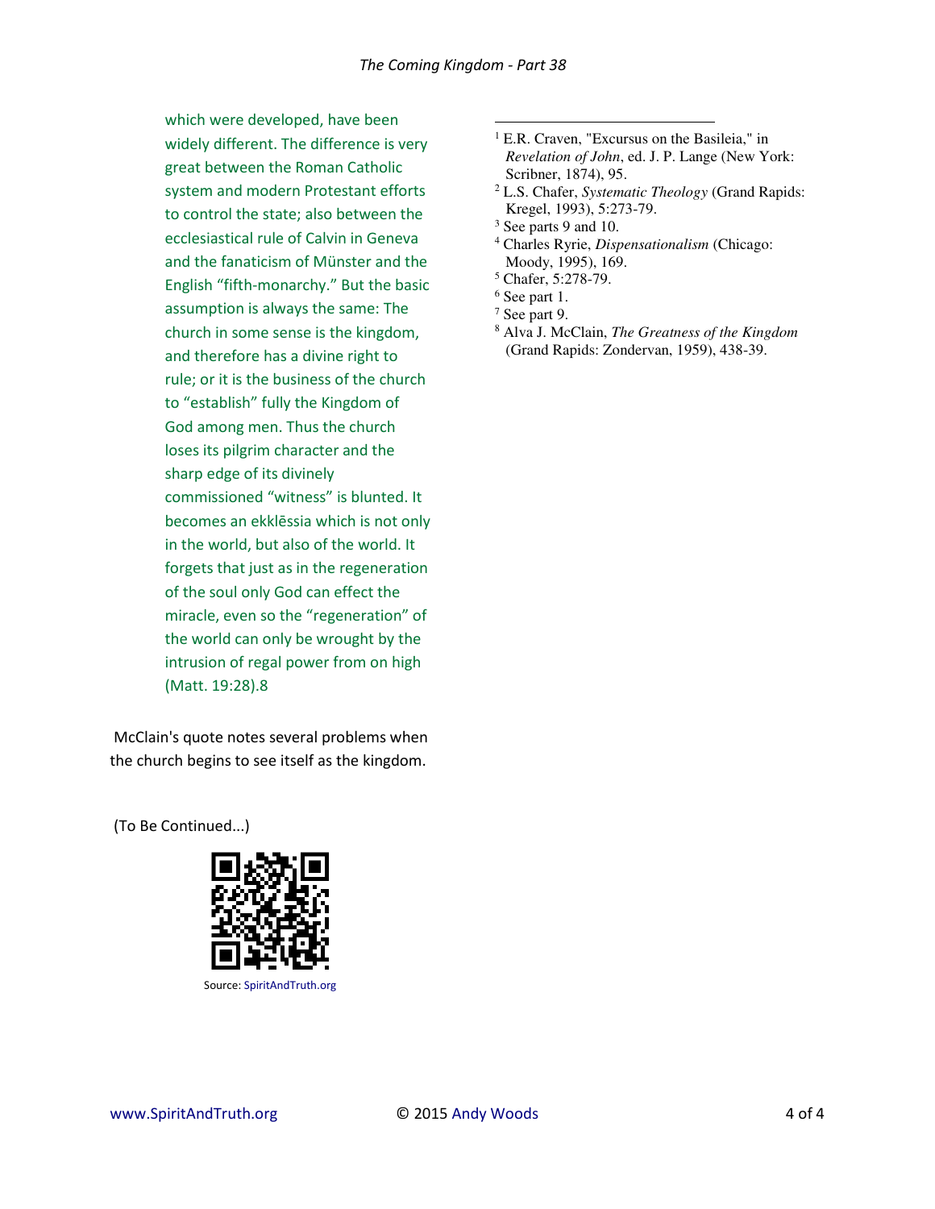which were developed, have been widely different. The difference is very great between the Roman Catholic system and modern Protestant efforts to control the state; also between the ecclesiastical rule of Calvin in Geneva and the fanaticism of Münster and the English "fifth-monarchy." But the basic assumption is always the same: The church in some sense is the kingdom, and therefore has a divine right to rule; or it is the business of the church to "establish" fully the Kingdom of God among men. Thus the church loses its pilgrim character and the sharp edge of its divinely commissioned "witness" is blunted. It becomes an ekklēssia which is not only in the world, but also of the world. It forgets that just as in the regeneration of the soul only God can effect the miracle, even so the "regeneration" of the world can only be wrought by the intrusion of regal power from on high (Matt. 19:28).[8]

McClain's quote notes several problems when the church begins to see itself as the kingdom.

(To Be Continued...)

Source: SpiritAndTruth.org

---

[1] E.R. Craven, "Excursus on the Basileia," in *Revelation of John*, ed. J. P. Lange (New York: Scribner, 1874), 95.

[2] L.S. Chafer, *Systematic Theology* (Grand Rapids: Kregel, 1993), 5:273-79.

[3] See parts 9 and 10.

[4] Charles Ryrie, *Dispensationalism* (Chicago: Moody, 1995), 169.

[5] Chafer, 5:278-79.

[6] See part 1.

[7] See part 9.

[8] Alva J. McClain, *The Greatness of the Kingdom* (Grand Rapids: Zondervan, 1959), 438-39.